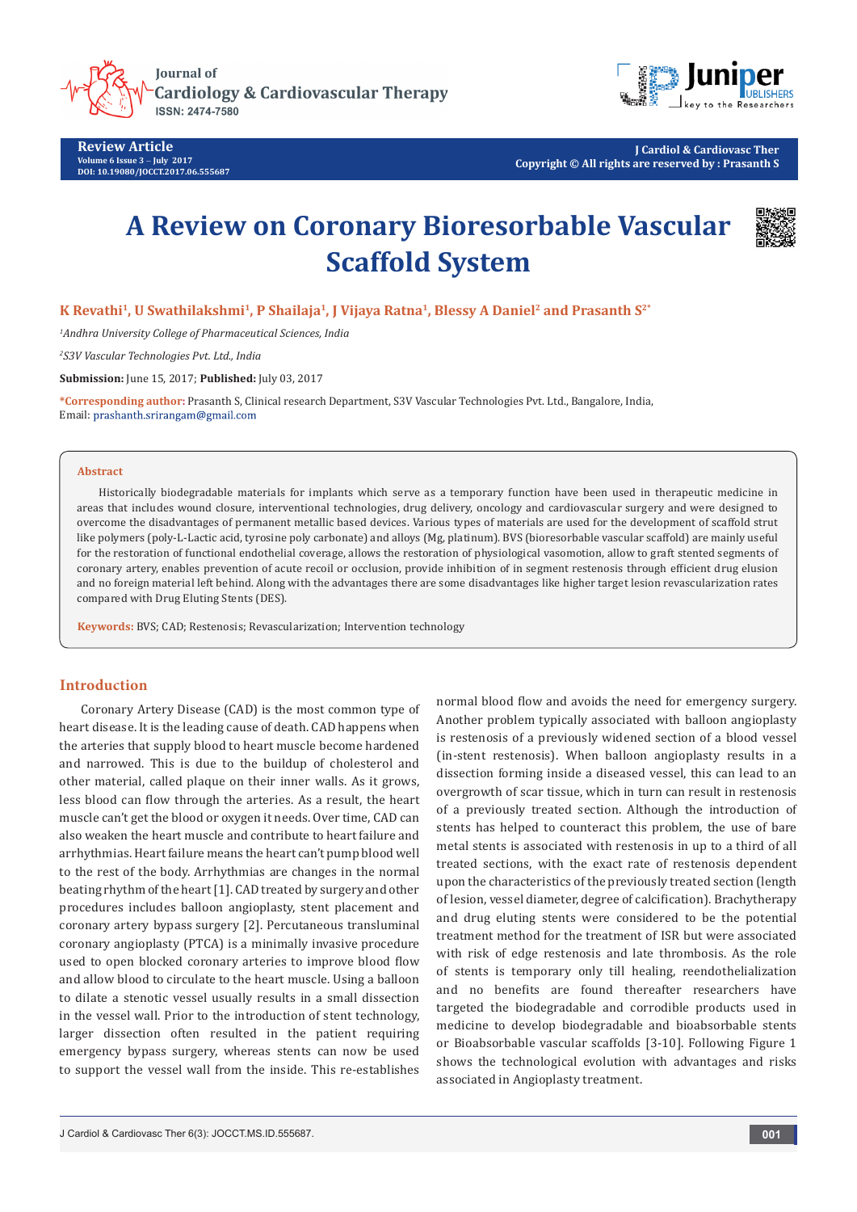# A Review on Coronary Bioresorbable Vascular Scaffold System

**K Revathi[1], U Swathilakshmi[1], P Shailaja[1], J Vijaya Ratna[1], Blessy A Daniel[2] and Prasanth S[2*]**

*[1]Andhra University College of Pharmaceutical Sciences, India*

*[2]S3V Vascular Technologies Pvt. Ltd., India*

**Submission:** June 15, 2017; **Published:** July 03, 2017

**\*Corresponding author:** Prasanth S, Clinical research Department, S3V Vascular Technologies Pvt. Ltd., Bangalore, India, Email: prashanth.srirangam@gmail.com

## Abstract

Historically biodegradable materials for implants which serve as a temporary function have been used in therapeutic medicine in areas that includes wound closure, interventional technologies, drug delivery, oncology and cardiovascular surgery and were designed to overcome the disadvantages of permanent metallic based devices. Various types of materials are used for the development of scaffold strut like polymers (poly-L-Lactic acid, tyrosine poly carbonate) and alloys (Mg, platinum). BVS (bioresorbable vascular scaffold) are mainly useful for the restoration of functional endothelial coverage, allows the restoration of physiological vasomotion, allow to graft stented segments of coronary artery, enables prevention of acute recoil or occlusion, provide inhibition of in segment restenosis through efficient drug elusion and no foreign material left behind. Along with the advantages there are some disadvantages like higher target lesion revascularization rates compared with Drug Eluting Stents (DES).

**Keywords:** BVS; CAD; Restenosis; Revascularization; Intervention technology

## Introduction

Coronary Artery Disease (CAD) is the most common type of heart disease. It is the leading cause of death. CAD happens when the arteries that supply blood to heart muscle become hardened and narrowed. This is due to the buildup of cholesterol and other material, called plaque on their inner walls. As it grows, less blood can flow through the arteries. As a result, the heart muscle can't get the blood or oxygen it needs. Over time, CAD can also weaken the heart muscle and contribute to heart failure and arrhythmias. Heart failure means the heart can't pump blood well to the rest of the body. Arrhythmias are changes in the normal beating rhythm of the heart [1]. CAD treated by surgery and other procedures includes balloon angioplasty, stent placement and coronary artery bypass surgery [2]. Percutaneous transluminal coronary angioplasty (PTCA) is a minimally invasive procedure used to open blocked coronary arteries to improve blood flow and allow blood to circulate to the heart muscle. Using a balloon to dilate a stenotic vessel usually results in a small dissection in the vessel wall. Prior to the introduction of stent technology, larger dissection often resulted in the patient requiring emergency bypass surgery, whereas stents can now be used to support the vessel wall from the inside. This re-establishes normal blood flow and avoids the need for emergency surgery. Another problem typically associated with balloon angioplasty is restenosis of a previously widened section of a blood vessel (in-stent restenosis). When balloon angioplasty results in a dissection forming inside a diseased vessel, this can lead to an overgrowth of scar tissue, which in turn can result in restenosis of a previously treated section. Although the introduction of stents has helped to counteract this problem, the use of bare metal stents is associated with restenosis in up to a third of all treated sections, with the exact rate of restenosis dependent upon the characteristics of the previously treated section (length of lesion, vessel diameter, degree of calcification). Brachytherapy and drug eluting stents were considered to be the potential treatment method for the treatment of ISR but were associated with risk of edge restenosis and late thrombosis. As the role of stents is temporary only till healing, reendothelialization and no benefits are found thereafter researchers have targeted the biodegradable and corrodible products used in medicine to develop biodegradable and bioabsorbable stents or Bioabsorbable vascular scaffolds [3-10]. Following Figure 1 shows the technological evolution with advantages and risks associated in Angioplasty treatment.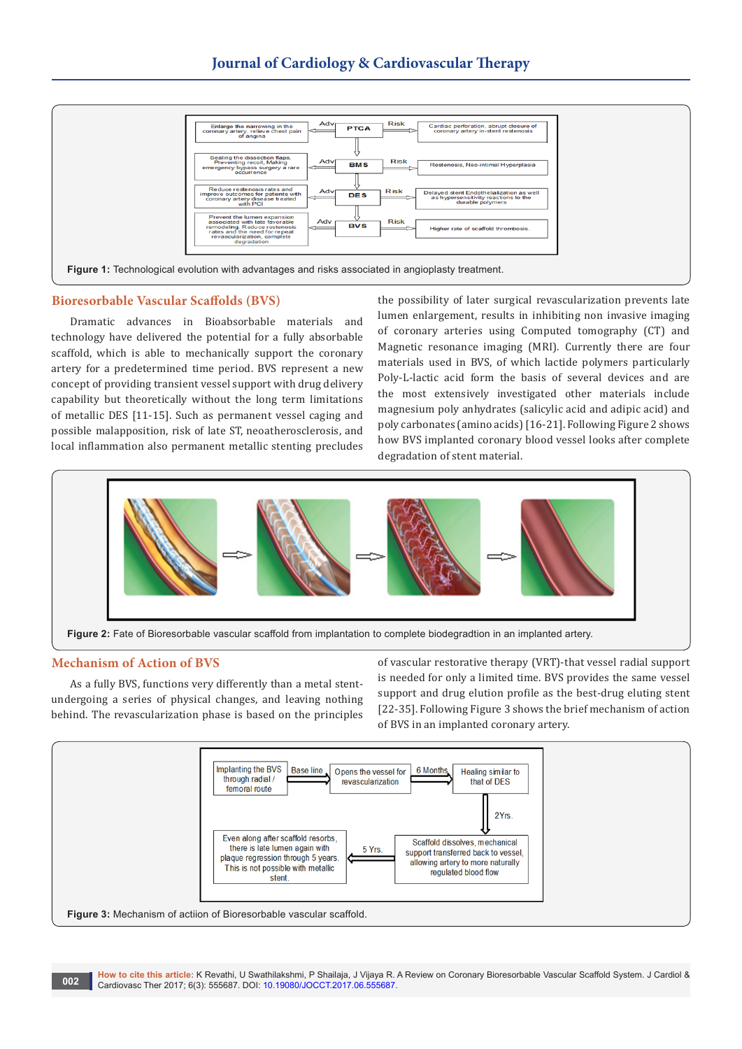Figure 1: Technological evolution with advantages and risks associated in angioplasty treatment.

## Bioresorbable Vascular Scaffolds (BVS)

Dramatic advances in Bioabsorbable materials and technology have delivered the potential for a fully absorbable scaffold, which is able to mechanically support the coronary artery for a predetermined time period. BVS represent a new concept of providing transient vessel support with drug delivery capability but theoretically without the long term limitations of metallic DES [11-15]. Such as permanent vessel caging and possible malapposition, risk of late ST, neoatherosclerosis, and local inflammation also permanent metallic stenting precludes the possibility of later surgical revascularization prevents late lumen enlargement, results in inhibiting non invasive imaging of coronary arteries using Computed tomography (CT) and Magnetic resonance imaging (MRI). Currently there are four materials used in BVS, of which lactide polymers particularly Poly-L-lactic acid form the basis of several devices and are the most extensively investigated other materials include magnesium poly anhydrates (salicylic acid and adipic acid) and poly carbonates (amino acids) [16-21]. Following Figure 2 shows how BVS implanted coronary blood vessel looks after complete degradation of stent material.

Figure 2: Fate of Bioresorbable vascular scaffold from implantation to complete biodegradtion in an implanted artery.

## Mechanism of Action of BVS

As a fully BVS, functions very differently than a metal stent-undergoing a series of physical changes, and leaving nothing behind. The revascularization phase is based on the principles of vascular restorative therapy (VRT)-that vessel radial support is needed for only a limited time. BVS provides the same vessel support and drug elution profile as the best-drug eluting stent [22-35]. Following Figure 3 shows the brief mechanism of action of BVS in an implanted coronary artery.

Figure 3: Mechanism of actiion of Bioresorbable vascular scaffold.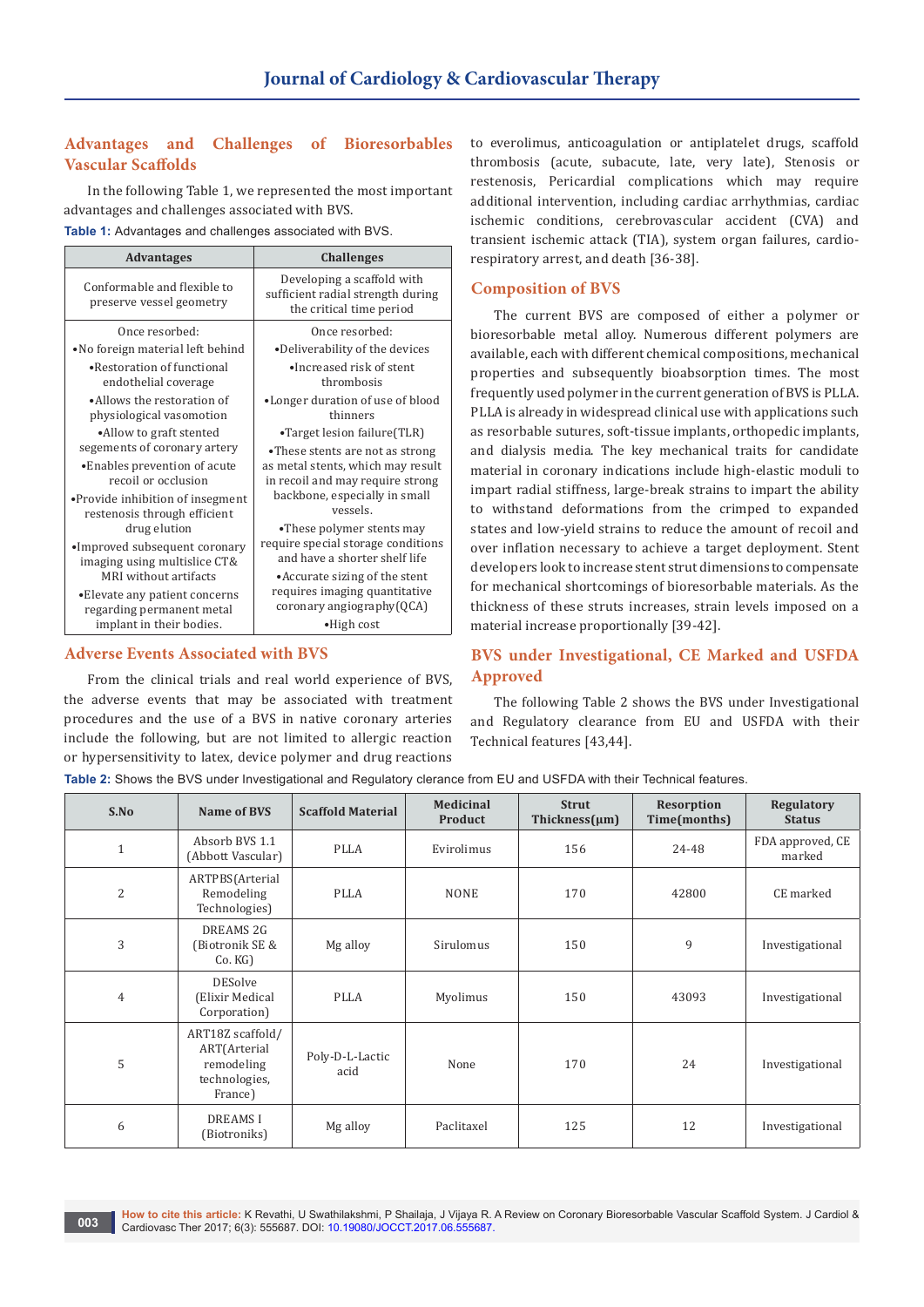## Advantages and Challenges of Bioresorbables Vascular Scaffolds

In the following Table 1, we represented the most important advantages and challenges associated with BVS.

**Table 1:** Advantages and challenges associated with BVS.

| Advantages | Challenges |
|---|---|
| Conformable and flexible to preserve vessel geometry | Developing a scaffold with sufficient radial strength during the critical time period |
| Once resorbed:<br>•No foreign material left behind<br>•Restoration of functional endothelial coverage<br>•Allows the restoration of physiological vasomotion<br>•Allow to graft stented segements of coronary artery<br>•Enables prevention of acute recoil or occlusion<br>•Provide inhibition of insegment restenosis through efficient drug elution<br>•Improved subsequent coronary imaging using multislice CT& MRI without artifacts<br>•Elevate any patient concerns regarding permanent metal implant in their bodies. | Once resorbed:<br>•Deliverability of the devices<br>•Increased risk of stent thrombosis<br>•Longer duration of use of blood thinners<br>•Target lesion failure(TLR)<br>•These stents are not as strong as metal stents, which may result in recoil and may require strong backbone, especially in small vessels.<br>•These polymer stents may require special storage conditions and have a shorter shelf life<br>•Accurate sizing of the stent requires imaging quantitative coronary angiography(QCA)<br>•High cost |

## Adverse Events Associated with BVS

From the clinical trials and real world experience of BVS, the adverse events that may be associated with treatment procedures and the use of a BVS in native coronary arteries include the following, but are not limited to allergic reaction or hypersensitivity to latex, device polymer and drug reactions to everolimus, anticoagulation or antiplatelet drugs, scaffold thrombosis (acute, subacute, late, very late), Stenosis or restenosis, Pericardial complications which may require additional intervention, including cardiac arrhythmias, cardiac ischemic conditions, cerebrovascular accident (CVA) and transient ischemic attack (TIA), system organ failures, cardio-respiratory arrest, and death [36-38].

## Composition of BVS

The current BVS are composed of either a polymer or bioresorbable metal alloy. Numerous different polymers are available, each with different chemical compositions, mechanical properties and subsequently bioabsorption times. The most frequently used polymer in the current generation of BVS is PLLA. PLLA is already in widespread clinical use with applications such as resorbable sutures, soft-tissue implants, orthopedic implants, and dialysis media. The key mechanical traits for candidate material in coronary indications include high-elastic moduli to impart radial stiffness, large-break strains to impart the ability to withstand deformations from the crimped to expanded states and low-yield strains to reduce the amount of recoil and over inflation necessary to achieve a target deployment. Stent developers look to increase stent strut dimensions to compensate for mechanical shortcomings of bioresorbable materials. As the thickness of these struts increases, strain levels imposed on a material increase proportionally [39-42].

## BVS under Investigational, CE Marked and USFDA Approved

The following Table 2 shows the BVS under Investigational and Regulatory clearance from EU and USFDA with their Technical features [43,44].

**Table 2:** Shows the BVS under Investigational and Regulatory clerance from EU and USFDA with their Technical features.

| S.No | Name of BVS | Scaffold Material | Medicinal Product | Strut Thickness(μm) | Resorption Time(months) | Regulatory Status |
|---|---|---|---|---|---|---|
| 1 | Absorb BVS 1.1 (Abbott Vascular) | PLLA | Evirolimus | 156 | 24-48 | FDA approved, CE marked |
| 2 | ARTPBS(Arterial Remodeling Technologies) | PLLA | NONE | 170 | 42800 | CE marked |
| 3 | DREAMS 2G (Biotronik SE & Co. KG) | Mg alloy | Sirulomus | 150 | 9 | Investigational |
| 4 | DESolve (Elixir Medical Corporation) | PLLA | Myolimus | 150 | 43093 | Investigational |
| 5 | ART18Z scaffold/ ART(Arterial remodeling technologies, France) | Poly-D-L-Lactic acid | None | 170 | 24 | Investigational |
| 6 | DREAMS I (Biotroniks) | Mg alloy | Paclitaxel | 125 | 12 | Investigational |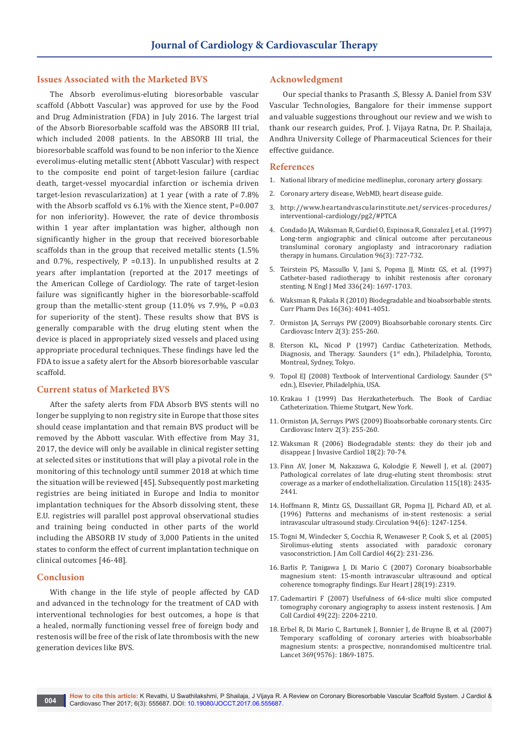## Issues Associated with the Marketed BVS

The Absorb everolimus-eluting bioresorbable vascular scaffold (Abbott Vascular) was approved for use by the Food and Drug Administration (FDA) in July 2016. The largest trial of the Absorb Bioresorbable scaffold was the ABSORB III trial, which included 2008 patients. In the ABSORB III trial, the bioresorbable scaffold was found to be non inferior to the Xience everolimus-eluting metallic stent (Abbott Vascular) with respect to the composite end point of target-lesion failure (cardiac death, target-vessel myocardial infarction or ischemia driven target-lesion revascularization) at 1 year (with a rate of 7.8% with the Absorb scaffold vs 6.1% with the Xience stent, P=0.007 for non inferiority). However, the rate of device thrombosis within 1 year after implantation was higher, although non significantly higher in the group that received bioresorbable scaffolds than in the group that received metallic stents (1.5% and 0.7%, respectively, P =0.13). In unpublished results at 2 years after implantation (reported at the 2017 meetings of the American College of Cardiology. The rate of target-lesion failure was significantly higher in the bioresorbable-scaffold group than the metallic-stent group (11.0% vs 7.9%, P =0.03 for superiority of the stent). These results show that BVS is generally comparable with the drug eluting stent when the device is placed in appropriately sized vessels and placed using appropriate procedural techniques. These findings have led the FDA to issue a safety alert for the Absorb bioresorbable vascular scaffold.

## Current status of Marketed BVS

After the safety alerts from FDA Absorb BVS stents will no longer be supplying to non registry site in Europe that those sites should cease implantation and that remain BVS product will be removed by the Abbott vascular. With effective from May 31, 2017, the device will only be available in clinical register setting at selected sites or institutions that will play a pivotal role in the monitoring of this technology until summer 2018 at which time the situation will be reviewed [45]. Subsequently post marketing registries are being initiated in Europe and India to monitor implantation techniques for the Absorb dissolving stent, these E.U. registries will parallel post approval observational studies and training being conducted in other parts of the world including the ABSORB IV study of 3,000 Patients in the united states to conform the effect of current implantation technique on clinical outcomes [46-48].

## Conclusion

With change in the life style of people affected by CAD and advanced in the technology for the treatment of CAD with interventional technologies for best outcomes, a hope is that a healed, normally functioning vessel free of foreign body and restenosis will be free of the risk of late thrombosis with the new generation devices like BVS.

## Acknowledgment

Our special thanks to Prasanth .S, Blessy A. Daniel from S3V Vascular Technologies, Bangalore for their immense support and valuable suggestions throughout our review and we wish to thank our research guides, Prof. J. Vijaya Ratna, Dr. P. Shailaja, Andhra University College of Pharmaceutical Sciences for their effective guidance.

## References

1. National library of medicine medlineplus, coronary artery glossary.
2. Coronary artery disease, WebMD, heart disease guide.
3. http://www.heartandvascularinstitute.net/services-procedures/interventional-cardiology/pg2/#PTCA
4. Condado JA, Waksman R, Gurdiel O, Espinosa R, Gonzalez J, et al. (1997) Long-term angiographic and clinical outcome after percutaneous transluminal coronary angioplasty and intracoronary radiation therapy in humans. Circulation 96(3): 727-732.
5. Teirstein PS, Massullo V, Jani S, Popma JJ, Mintz GS, et al. (1997) Catheter-based radiotherapy to inhibit restenosis after coronary stenting. N Engl J Med 336(24): 1697-1703.
6. Waksman R, Pakala R (2010) Biodegradable and bioabsorbable stents. Curr Pharm Des 16(36): 4041-4051.
7. Ormiston JA, Serruys PW (2009) Bioabsorbable coronary stents. Circ Cardiovasc Interv 2(3): 255-260.
8. Eterson KL, Nicod P (1997) Cardiac Catheterization. Methods, Diagnosis, and Therapy. Saunders (1st edn.), Philadelphia, Toronto, Montreal, Sydney, Tokyo.
9. Topol EJ (2008) Textbook of Interventional Cardiology. Saunder (5th edn.), Elsevier, Philadelphia, USA.
10. Krakau I (1999) Das Herzkatheterbuch. The Book of Cardiac Catheterization. Thieme Stutgart, New York.
11. Ormiston JA, Serruys PWS (2009) Bioabsorbable coronary stents. Circ Cardiovasc Interv 2(3): 255-260.
12. Waksman R (2006) Biodegradable stents: they do their job and disappear. J Invasive Cardiol 18(2): 70-74.
13. Finn AV, Joner M, Nakazawa G, Kolodgie F, Newell J, et al. (2007) Pathological correlates of late drug-eluting stent thrombosis: strut coverage as a marker of endothelialization. Circulation 115(18): 2435-2441.
14. Hoffmann R, Mintz GS, Dussaillant GR, Popma JJ, Pichard AD, et al. (1996) Patterns and mechanisms of in-stent restenosis: a serial intravascular ultrasound study. Circulation 94(6): 1247-1254.
15. Togni M, Windecker S, Cocchia R, Wenaweser P, Cook S, et al. (2005) Sirolimus-eluting stents associated with paradoxic coronary vasoconstriction. J Am Coll Cardiol 46(2): 231-236.
16. Barlis P, Tanigawa J, Di Mario C (2007) Coronary bioabsorbable magnesium stent: 15-month intravascular ultrasound and optical coherence tomography findings. Eur Heart J 28(19): 2319.
17. Cademartiri F (2007) Usefulness of 64-slice multi slice computed tomography coronary angiography to assess instent restenosis. J Am Coll Cardiol 49(22): 2204-2210.
18. Erbel R, Di Mario C, Bartunek J, Bonnier J, de Bruyne B, et al. (2007) Temporary scaffolding of coronary arteries with bioabsorbable magnesium stents: a prospective, nonrandomised multicentre trial. Lancet 369(9576): 1869-1875.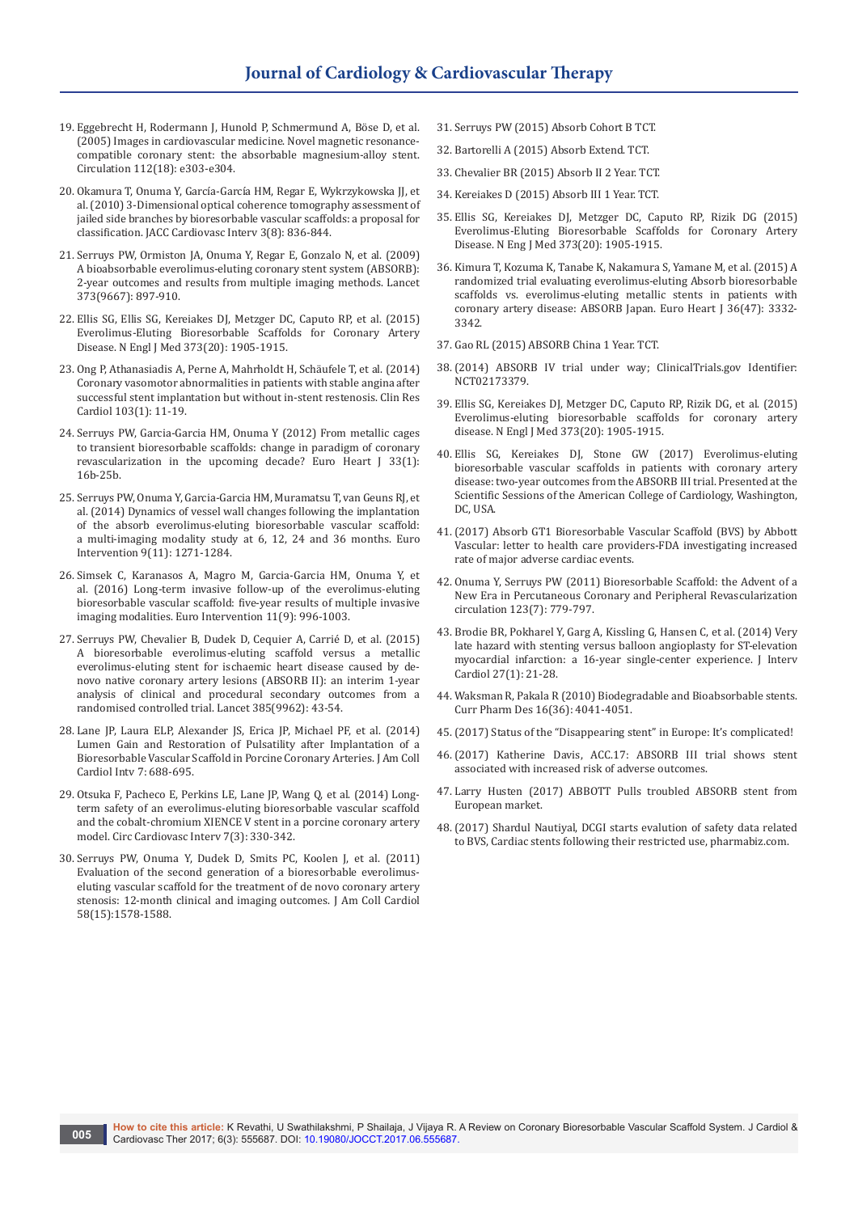19. Eggebrecht H, Rodermann J, Hunold P, Schmermund A, Böse D, et al. (2005) Images in cardiovascular medicine. Novel magnetic resonance-compatible coronary stent: the absorbable magnesium-alloy stent. Circulation 112(18): e303-e304.

20. Okamura T, Onuma Y, García-García HM, Regar E, Wykrzykowska JJ, et al. (2010) 3-Dimensional optical coherence tomography assessment of jailed side branches by bioresorbable vascular scaffolds: a proposal for classification. JACC Cardiovasc Interv 3(8): 836-844.

21. Serruys PW, Ormiston JA, Onuma Y, Regar E, Gonzalo N, et al. (2009) A bioabsorbable everolimus-eluting coronary stent system (ABSORB): 2-year outcomes and results from multiple imaging methods. Lancet 373(9667): 897-910.

22. Ellis SG, Ellis SG, Kereiakes DJ, Metzger DC, Caputo RP, et al. (2015) Everolimus-Eluting Bioresorbable Scaffolds for Coronary Artery Disease. N Engl J Med 373(20): 1905-1915.

23. Ong P, Athanasiadis A, Perne A, Mahrholdt H, Schäufele T, et al. (2014) Coronary vasomotor abnormalities in patients with stable angina after successful stent implantation but without in-stent restenosis. Clin Res Cardiol 103(1): 11-19.

24. Serruys PW, Garcia-Garcia HM, Onuma Y (2012) From metallic cages to transient bioresorbable scaffolds: change in paradigm of coronary revascularization in the upcoming decade? Euro Heart J 33(1): 16b-25b.

25. Serruys PW, Onuma Y, Garcia-Garcia HM, Muramatsu T, van Geuns RJ, et al. (2014) Dynamics of vessel wall changes following the implantation of the absorb everolimus-eluting bioresorbable vascular scaffold: a multi-imaging modality study at 6, 12, 24 and 36 months. Euro Intervention 9(11): 1271-1284.

26. Simsek C, Karanasos A, Magro M, Garcia-Garcia HM, Onuma Y, et al. (2016) Long-term invasive follow-up of the everolimus-eluting bioresorbable vascular scaffold: five-year results of multiple invasive imaging modalities. Euro Intervention 11(9): 996-1003.

27. Serruys PW, Chevalier B, Dudek D, Cequier A, Carrié D, et al. (2015) A bioresorbable everolimus-eluting scaffold versus a metallic everolimus-eluting stent for ischaemic heart disease caused by de-novo native coronary artery lesions (ABSORB II): an interim 1-year analysis of clinical and procedural secondary outcomes from a randomised controlled trial. Lancet 385(9962): 43-54.

28. Lane JP, Laura ELP, Alexander JS, Erica JP, Michael PF, et al. (2014) Lumen Gain and Restoration of Pulsatility after Implantation of a Bioresorbable Vascular Scaffold in Porcine Coronary Arteries. J Am Coll Cardiol Intv 7: 688-695.

29. Otsuka F, Pacheco E, Perkins LE, Lane JP, Wang Q, et al. (2014) Long-term safety of an everolimus-eluting bioresorbable vascular scaffold and the cobalt-chromium XIENCE V stent in a porcine coronary artery model. Circ Cardiovasc Interv 7(3): 330-342.

30. Serruys PW, Onuma Y, Dudek D, Smits PC, Koolen J, et al. (2011) Evaluation of the second generation of a bioresorbable everolimus-eluting vascular scaffold for the treatment of de novo coronary artery stenosis: 12-month clinical and imaging outcomes. J Am Coll Cardiol 58(15):1578-1588.

31. Serruys PW (2015) Absorb Cohort B TCT.

32. Bartorelli A (2015) Absorb Extend. TCT.

33. Chevalier BR (2015) Absorb II 2 Year. TCT.

34. Kereiakes D (2015) Absorb III 1 Year. TCT.

35. Ellis SG, Kereiakes DJ, Metzger DC, Caputo RP, Rizik DG (2015) Everolimus-Eluting Bioresorbable Scaffolds for Coronary Artery Disease. N Eng J Med 373(20): 1905-1915.

36. Kimura T, Kozuma K, Tanabe K, Nakamura S, Yamane M, et al. (2015) A randomized trial evaluating everolimus-eluting Absorb bioresorbable scaffolds vs. everolimus-eluting metallic stents in patients with coronary artery disease: ABSORB Japan. Euro Heart J 36(47): 3332-3342.

37. Gao RL (2015) ABSORB China 1 Year. TCT.

38. (2014) ABSORB IV trial under way; ClinicalTrials.gov Identifier: NCT02173379.

39. Ellis SG, Kereiakes DJ, Metzger DC, Caputo RP, Rizik DG, et al. (2015) Everolimus-eluting bioresorbable scaffolds for coronary artery disease. N Engl J Med 373(20): 1905-1915.

40. Ellis SG, Kereiakes DJ, Stone GW (2017) Everolimus-eluting bioresorbable vascular scaffolds in patients with coronary artery disease: two-year outcomes from the ABSORB III trial. Presented at the Scientific Sessions of the American College of Cardiology, Washington, DC, USA.

41. (2017) Absorb GT1 Bioresorbable Vascular Scaffold (BVS) by Abbott Vascular: letter to health care providers-FDA investigating increased rate of major adverse cardiac events.

42. Onuma Y, Serruys PW (2011) Bioresorbable Scaffold: the Advent of a New Era in Percutaneous Coronary and Peripheral Revascularization circulation 123(7): 779-797.

43. Brodie BR, Pokharel Y, Garg A, Kissling G, Hansen C, et al. (2014) Very late hazard with stenting versus balloon angioplasty for ST-elevation myocardial infarction: a 16-year single-center experience. J Interv Cardiol 27(1): 21-28.

44. Waksman R, Pakala R (2010) Biodegradable and Bioabsorbable stents. Curr Pharm Des 16(36): 4041-4051.

45. (2017) Status of the "Disappearing stent" in Europe: It's complicated!

46. (2017) Katherine Davis, ACC.17: ABSORB III trial shows stent associated with increased risk of adverse outcomes.

47. Larry Husten (2017) ABBOTT Pulls troubled ABSORB stent from European market.

48. (2017) Shardul Nautiyal, DCGI starts evalution of safety data related to BVS, Cardiac stents following their restricted use, pharmabiz.com.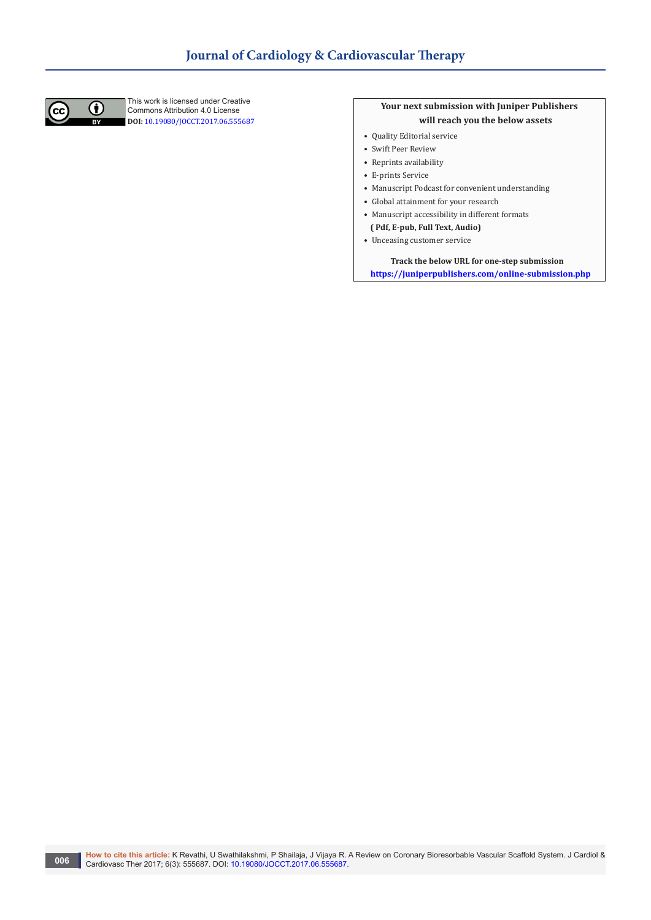This work is licensed under Creative Commons Attribution 4.0 License
**DOI:** 10.19080/JOCCT.2017.06.555687

**Your next submission with Juniper Publishers will reach you the below assets**

- Quality Editorial service
- Swift Peer Review
- Reprints availability
- E-prints Service
- Manuscript Podcast for convenient understanding
- Global attainment for your research
- Manuscript accessibility in different formats

**( Pdf, E-pub, Full Text, Audio)**

- Unceasing customer service

**Track the below URL for one-step submission**
**https://juniperpublishers.com/online-submission.php**